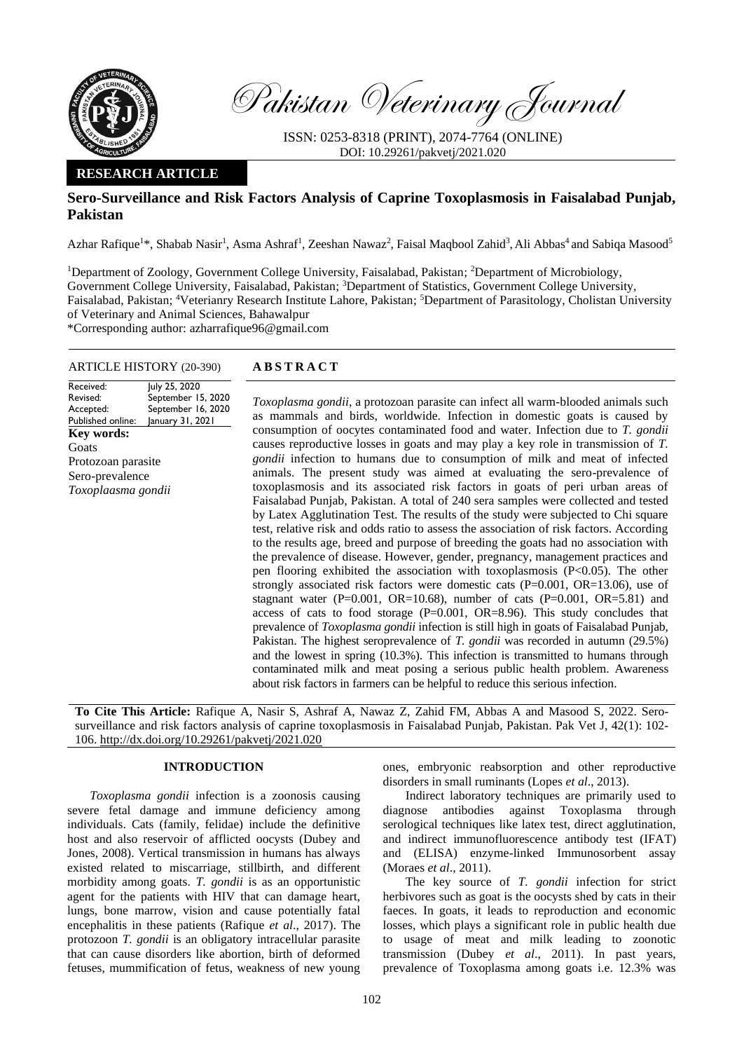Pakistan Veterinary Journal

ISSN: 0253-8318 (PRINT), 2074-7764 (ONLINE)
DOI: 10.29261/pakvetj/2021.020

**RESEARCH ARTICLE**

# Sero-Surveillance and Risk Factors Analysis of Caprine Toxoplasmosis in Faisalabad Punjab, Pakistan

Azhar Rafique[1]*, Shabab Nasir[1], Asma Ashraf[1], Zeeshan Nawaz[2], Faisal Maqbool Zahid[3], Ali Abbas[4] and Sabiqa Masood[5]

[1]Department of Zoology, Government College University, Faisalabad, Pakistan; [2]Department of Microbiology, Government College University, Faisalabad, Pakistan; [3]Department of Statistics, Government College University, Faisalabad, Pakistan; [4]Veterianry Research Institute Lahore, Pakistan; [5]Department of Parasitology, Cholistan University of Veterinary and Animal Sciences, Bahawalpur

*Corresponding author: azharrafique96@gmail.com

**ARTICLE HISTORY (20-390)**

| | |
|---|---|
| Received: | July 25, 2020 |
| Revised: | September 15, 2020 |
| Accepted: | September 16, 2020 |
| Published online: | January 31, 2021 |

**Key words:**
Goats
Protozoan parasite
Sero-prevalence
*Toxoplaasma gondii*

## ABSTRACT

*Toxoplasma gondii*, a protozoan parasite can infect all warm-blooded animals such as mammals and birds, worldwide. Infection in domestic goats is caused by consumption of oocytes contaminated food and water. Infection due to *T. gondii* causes reproductive losses in goats and may play a key role in transmission of *T. gondii* infection to humans due to consumption of milk and meat of infected animals. The present study was aimed at evaluating the sero-prevalence of toxoplasmosis and its associated risk factors in goats of peri urban areas of Faisalabad Punjab, Pakistan. A total of 240 sera samples were collected and tested by Latex Agglutination Test. The results of the study were subjected to Chi square test, relative risk and odds ratio to assess the association of risk factors. According to the results age, breed and purpose of breeding the goats had no association with the prevalence of disease. However, gender, pregnancy, management practices and pen flooring exhibited the association with toxoplasmosis ($P<0.05$). The other strongly associated risk factors were domestic cats ($P=0.001$, $OR=13.06$), use of stagnant water ($P=0.001$, $OR=10.68$), number of cats ($P=0.001$, $OR=5.81$) and access of cats to food storage ($P=0.001$, $OR=8.96$). This study concludes that prevalence of *Toxoplasma gondii* infection is still high in goats of Faisalabad Punjab, Pakistan. The highest seroprevalence of *T. gondii* was recorded in autumn (29.5%) and the lowest in spring (10.3%). This infection is transmitted to humans through contaminated milk and meat posing a serious public health problem. Awareness about risk factors in farmers can be helpful to reduce this serious infection.

**To Cite This Article:** Rafique A, Nasir S, Ashraf A, Nawaz Z, Zahid FM, Abbas A and Masood S, 2022. Sero-surveillance and risk factors analysis of caprine toxoplasmosis in Faisalabad Punjab, Pakistan. Pak Vet J, 42(1): 102-106. http://dx.doi.org/10.29261/pakvetj/2021.020

## INTRODUCTION

*Toxoplasma gondii* infection is a zoonosis causing severe fetal damage and immune deficiency among individuals. Cats (family, felidae) include the definitive host and also reservoir of afflicted oocysts (Dubey and Jones, 2008). Vertical transmission in humans has always existed related to miscarriage, stillbirth, and different morbidity among goats. *T. gondii* is as an opportunistic agent for the patients with HIV that can damage heart, lungs, bone marrow, vision and cause potentially fatal encephalitis in these patients (Rafique *et al*., 2017). The protozoon *T. gondii* is an obligatory intracellular parasite that can cause disorders like abortion, birth of deformed fetuses, mummification of fetus, weakness of new young ones, embryonic reabsorption and other reproductive disorders in small ruminants (Lopes *et al*., 2013).

Indirect laboratory techniques are primarily used to diagnose antibodies against Toxoplasma through serological techniques like latex test, direct agglutination, and indirect immunofluorescence antibody test (IFAT) and (ELISA) enzyme-linked Immunosorbent assay (Moraes *et al*., 2011).

The key source of *T. gondii* infection for strict herbivores such as goat is the oocysts shed by cats in their faeces. In goats, it leads to reproduction and economic losses, which plays a significant role in public health due to usage of meat and milk leading to zoonotic transmission (Dubey *et al*., 2011). In past years, prevalence of Toxoplasma among goats i.e. 12.3% was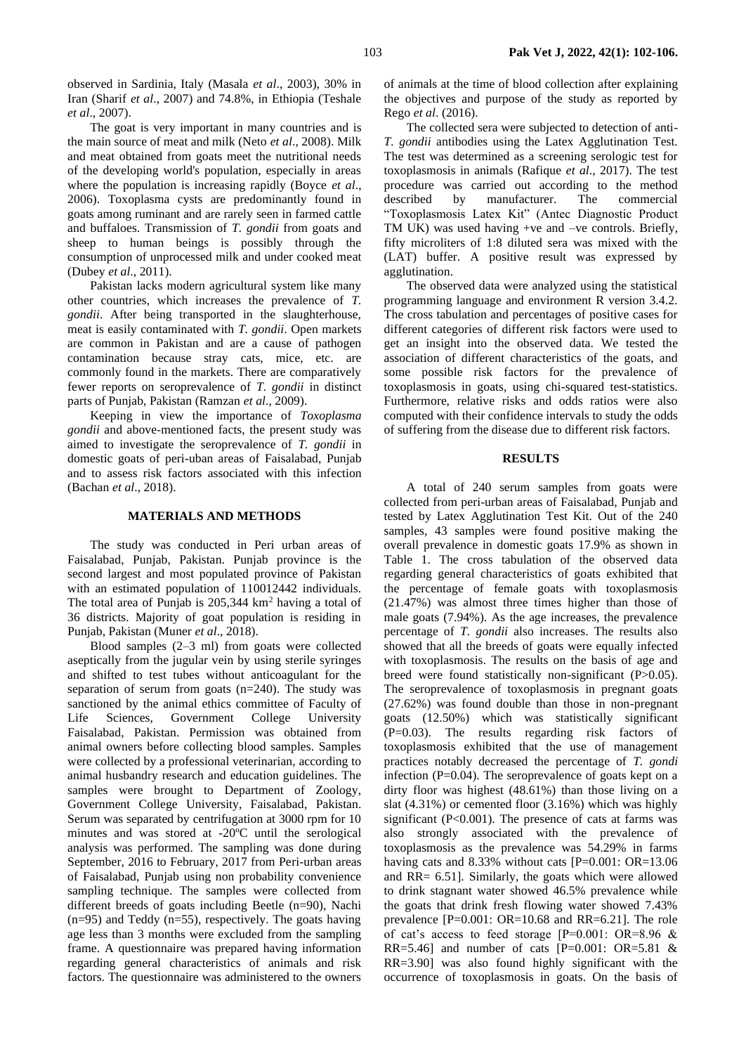observed in Sardinia, Italy (Masala *et al*., 2003), 30% in Iran (Sharif *et al*., 2007) and 74.8%, in Ethiopia (Teshale *et al*., 2007).

The goat is very important in many countries and is the main source of meat and milk (Neto *et al*., 2008). Milk and meat obtained from goats meet the nutritional needs of the developing world's population, especially in areas where the population is increasing rapidly (Boyce *et al*., 2006). Toxoplasma cysts are predominantly found in goats among ruminant and are rarely seen in farmed cattle and buffaloes. Transmission of *T. gondii* from goats and sheep to human beings is possibly through the consumption of unprocessed milk and under cooked meat (Dubey *et al*., 2011).

Pakistan lacks modern agricultural system like many other countries, which increases the prevalence of *T. gondii*. After being transported in the slaughterhouse, meat is easily contaminated with *T. gondii*. Open markets are common in Pakistan and are a cause of pathogen contamination because stray cats, mice, etc. are commonly found in the markets. There are comparatively fewer reports on seroprevalence of *T. gondii* in distinct parts of Punjab, Pakistan (Ramzan *et al*., 2009).

Keeping in view the importance of *Toxoplasma gondii* and above-mentioned facts, the present study was aimed to investigate the seroprevalence of *T. gondii* in domestic goats of peri-uban areas of Faisalabad, Punjab and to assess risk factors associated with this infection (Bachan *et al*., 2018).

## MATERIALS AND METHODS

The study was conducted in Peri urban areas of Faisalabad, Punjab, Pakistan. Punjab province is the second largest and most populated province of Pakistan with an estimated population of 110012442 individuals. The total area of Punjab is 205,344 km$^2$ having a total of 36 districts. Majority of goat population is residing in Punjab, Pakistan (Muner *et al*., 2018).

Blood samples (2–3 ml) from goats were collected aseptically from the jugular vein by using sterile syringes and shifted to test tubes without anticoagulant for the separation of serum from goats (n=240). The study was sanctioned by the animal ethics committee of Faculty of Life Sciences, Government College University Faisalabad, Pakistan. Permission was obtained from animal owners before collecting blood samples. Samples were collected by a professional veterinarian, according to animal husbandry research and education guidelines. The samples were brought to Department of Zoology, Government College University, Faisalabad, Pakistan. Serum was separated by centrifugation at 3000 rpm for 10 minutes and was stored at -20ºC until the serological analysis was performed. The sampling was done during September, 2016 to February, 2017 from Peri-urban areas of Faisalabad, Punjab using non probability convenience sampling technique. The samples were collected from different breeds of goats including Beetle (n=90), Nachi (n=95) and Teddy (n=55), respectively. The goats having age less than 3 months were excluded from the sampling frame. A questionnaire was prepared having information regarding general characteristics of animals and risk factors. The questionnaire was administered to the owners of animals at the time of blood collection after explaining the objectives and purpose of the study as reported by Rego *et al*. (2016).

The collected sera were subjected to detection of anti-*T. gondii* antibodies using the Latex Agglutination Test. The test was determined as a screening serologic test for toxoplasmosis in animals (Rafique *et al*., 2017). The test procedure was carried out according to the method described by manufacturer. The commercial "Toxoplasmosis Latex Kit" (Antec Diagnostic Product TM UK) was used having +ve and –ve controls. Briefly, fifty microliters of 1:8 diluted sera was mixed with the (LAT) buffer. A positive result was expressed by agglutination.

The observed data were analyzed using the statistical programming language and environment R version 3.4.2. The cross tabulation and percentages of positive cases for different categories of different risk factors were used to get an insight into the observed data. We tested the association of different characteristics of the goats, and some possible risk factors for the prevalence of toxoplasmosis in goats, using chi-squared test-statistics. Furthermore, relative risks and odds ratios were also computed with their confidence intervals to study the odds of suffering from the disease due to different risk factors.

## RESULTS

A total of 240 serum samples from goats were collected from peri-urban areas of Faisalabad, Punjab and tested by Latex Agglutination Test Kit. Out of the 240 samples, 43 samples were found positive making the overall prevalence in domestic goats 17.9% as shown in Table 1. The cross tabulation of the observed data regarding general characteristics of goats exhibited that the percentage of female goats with toxoplasmosis (21.47%) was almost three times higher than those of male goats (7.94%). As the age increases, the prevalence percentage of *T. gondii* also increases. The results also showed that all the breeds of goats were equally infected with toxoplasmosis. The results on the basis of age and breed were found statistically non-significant (P>0.05). The seroprevalence of toxoplasmosis in pregnant goats (27.62%) was found double than those in non-pregnant goats (12.50%) which was statistically significant (P=0.03). The results regarding risk factors of toxoplasmosis exhibited that the use of management practices notably decreased the percentage of *T. gondi* infection (P=0.04). The seroprevalence of goats kept on a dirty floor was highest (48.61%) than those living on a slat (4.31%) or cemented floor (3.16%) which was highly significant (P<0.001). The presence of cats at farms was also strongly associated with the prevalence of toxoplasmosis as the prevalence was 54.29% in farms having cats and 8.33% without cats [P=0.001: OR=13.06 and RR= 6.51]. Similarly, the goats which were allowed to drink stagnant water showed 46.5% prevalence while the goats that drink fresh flowing water showed 7.43% prevalence [P=0.001: OR=10.68 and RR=6.21]. The role of cat's access to feed storage [P=0.001: OR=8.96 & RR=5.46] and number of cats [P=0.001: OR=5.81 & RR=3.90] was also found highly significant with the occurrence of toxoplasmosis in goats. On the basis of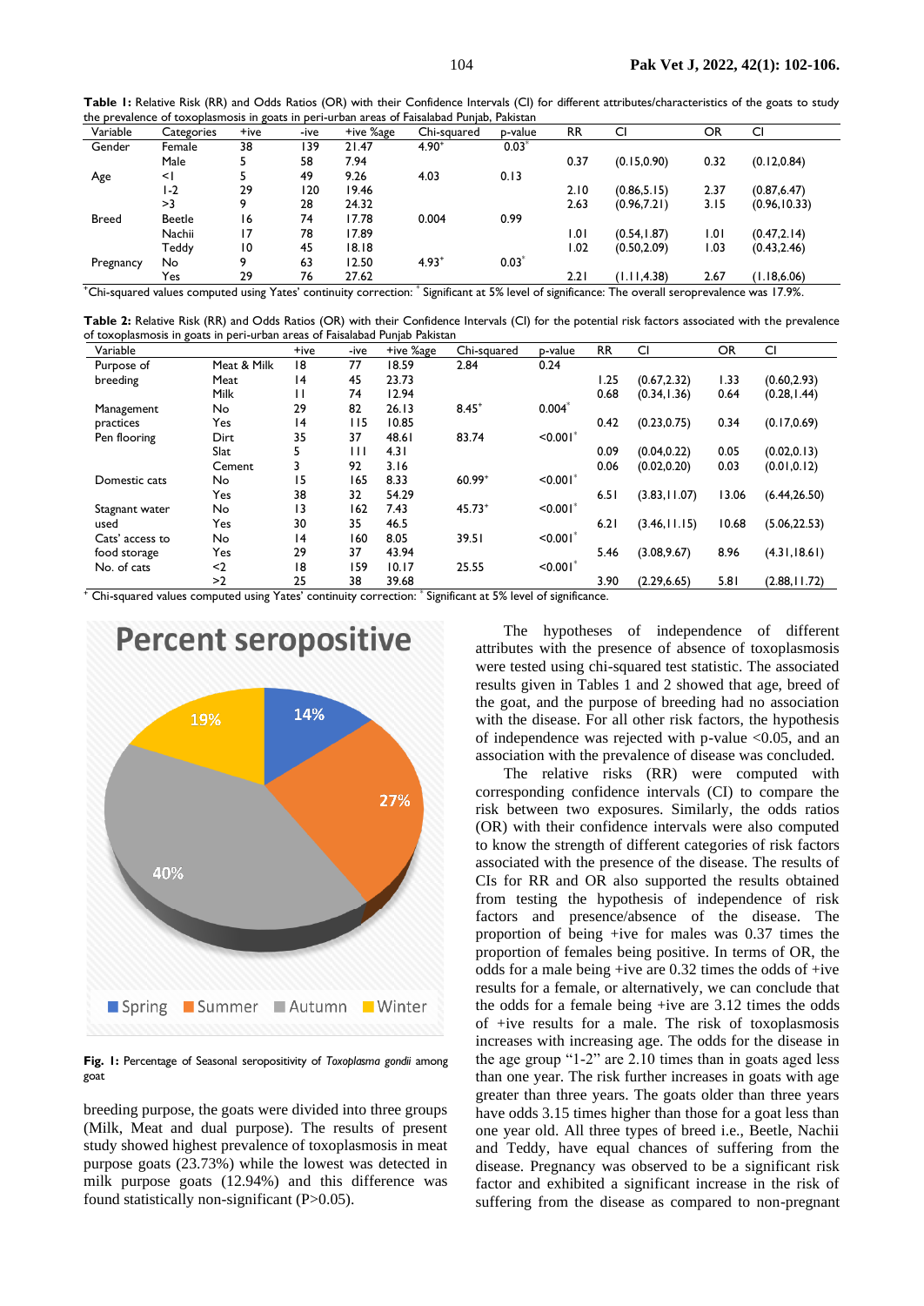**Table 1:** Relative Risk (RR) and Odds Ratios (OR) with their Confidence Intervals (CI) for different attributes/characteristics of the goats to study the prevalence of toxoplasmosis in goats in peri-urban areas of Faisalabad Punjab, Pakistan

| Variable | Categories | +ive | -ive | +ive %age | Chi-squared | p-value | RR | CI | OR | CI |
|---|---|---|---|---|---|---|---|---|---|---|
| Gender | Female | 38 | 139 | 21.47 | 4.90[+] | 0.03[*] | | | | |
| | Male | 5 | 58 | 7.94 | | | 0.37 | (0.15,0.90) | 0.32 | (0.12,0.84) |
| Age | <1 | 5 | 49 | 9.26 | 4.03 | 0.13 | | | | |
| | 1-2 | 29 | 120 | 19.46 | | | 2.10 | (0.86,5.15) | 2.37 | (0.87,6.47) |
| | >3 | 9 | 28 | 24.32 | | | 2.63 | (0.96,7.21) | 3.15 | (0.96,10.33) |
| Breed | Beetle | 16 | 74 | 17.78 | 0.004 | 0.99 | | | | |
| | Nachii | 17 | 78 | 17.89 | | | 1.01 | (0.54,1.87) | 1.01 | (0.47,2.14) |
| | Teddy | 10 | 45 | 18.18 | | | 1.02 | (0.50,2.09) | 1.03 | (0.43,2.46) |
| Pregnancy | No | 9 | 63 | 12.50 | 4.93[+] | 0.03[*] | | | | |
| | Yes | 29 | 76 | 27.62 | | | 2.21 | (1.11,4.38) | 2.67 | (1.18,6.06) |

[+]Chi-squared values computed using Yates' continuity correction: [*] Significant at 5% level of significance: The overall seroprevalence was 17.9%.

**Table 2:** Relative Risk (RR) and Odds Ratios (OR) with their Confidence Intervals (CI) for the potential risk factors associated with the prevalence of toxoplasmosis in goats in peri-urban areas of Faisalabad Punjab Pakistan

| Variable | | +ive | -ive | +ive %age | Chi-squared | p-value | RR | CI | OR | CI |
|---|---|---|---|---|---|---|---|---|---|---|
| Purpose of breeding | Meat & Milk | 18 | 77 | 18.59 | 2.84 | 0.24 | | | | |
| | Meat | 14 | 45 | 23.73 | | | 1.25 | (0.67,2.32) | 1.33 | (0.60,2.93) |
| | Milk | 11 | 74 | 12.94 | | | 0.68 | (0.34,1.36) | 0.64 | (0.28,1.44) |
| Management practices | No | 29 | 82 | 26.13 | 8.45[+] | 0.004[*] | | | | |
| | Yes | 14 | 115 | 10.85 | | | 0.42 | (0.23,0.75) | 0.34 | (0.17,0.69) |
| Pen flooring | Dirt | 35 | 37 | 48.61 | 83.74 | <0.001[*] | | | | |
| | Slat | 5 | 111 | 4.31 | | | 0.09 | (0.04,0.22) | 0.05 | (0.02,0.13) |
| | Cement | 3 | 92 | 3.16 | | | 0.06 | (0.02,0.20) | 0.03 | (0.01,0.12) |
| Domestic cats | No | 15 | 165 | 8.33 | 60.99[+] | <0.001[*] | | | | |
| | Yes | 38 | 32 | 54.29 | | | 6.51 | (3.83,11.07) | 13.06 | (6.44,26.50) |
| Stagnant water used | No | 13 | 162 | 7.43 | 45.73[+] | <0.001[*] | | | | |
| | Yes | 30 | 35 | 46.5 | | | 6.21 | (3.46,11.15) | 10.68 | (5.06,22.53) |
| Cats' access to food storage | No | 14 | 160 | 8.05 | 39.51 | <0.001[*] | | | | |
| | Yes | 29 | 37 | 43.94 | | | 5.46 | (3.08,9.67) | 8.96 | (4.31,18.61) |
| No. of cats | <2 | 18 | 159 | 10.17 | 25.55 | <0.001[*] | | | | |
| | >2 | 25 | 38 | 39.68 | | | 3.90 | (2.29,6.65) | 5.81 | (2.88,11.72) |

[+] Chi-squared values computed using Yates' continuity correction: [*] Significant at 5% level of significance.

Percent seropositive

14%
27%
40%
19%

Spring Summer Autumn Winter

**Fig. 1:** Percentage of Seasonal seropositivity of *Toxoplasma gondii* among goat

breeding purpose, the goats were divided into three groups (Milk, Meat and dual purpose). The results of present study showed highest prevalence of toxoplasmosis in meat purpose goats (23.73%) while the lowest was detected in milk purpose goats (12.94%) and this difference was found statistically non-significant (P>0.05).

The hypotheses of independence of different attributes with the presence of absence of toxoplasmosis were tested using chi-squared test statistic. The associated results given in Tables 1 and 2 showed that age, breed of the goat, and the purpose of breeding had no association with the disease. For all other risk factors, the hypothesis of independence was rejected with p-value <0.05, and an association with the prevalence of disease was concluded.

The relative risks (RR) were computed with corresponding confidence intervals (CI) to compare the risk between two exposures. Similarly, the odds ratios (OR) with their confidence intervals were also computed to know the strength of different categories of risk factors associated with the presence of the disease. The results of CIs for RR and OR also supported the results obtained from testing the hypothesis of independence of risk factors and presence/absence of the disease. The proportion of being +ive for males was 0.37 times the proportion of females being positive. In terms of OR, the odds for a male being +ive are 0.32 times the odds of +ive results for a female, or alternatively, we can conclude that the odds for a female being +ive are 3.12 times the odds of +ive results for a male. The risk of toxoplasmosis increases with increasing age. The odds for the disease in the age group "1-2" are 2.10 times than in goats aged less than one year. The risk further increases in goats with age greater than three years. The goats older than three years have odds 3.15 times higher than those for a goat less than one year old. All three types of breed i.e., Beetle, Nachii and Teddy, have equal chances of suffering from the disease. Pregnancy was observed to be a significant risk factor and exhibited a significant increase in the risk of suffering from the disease as compared to non-pregnant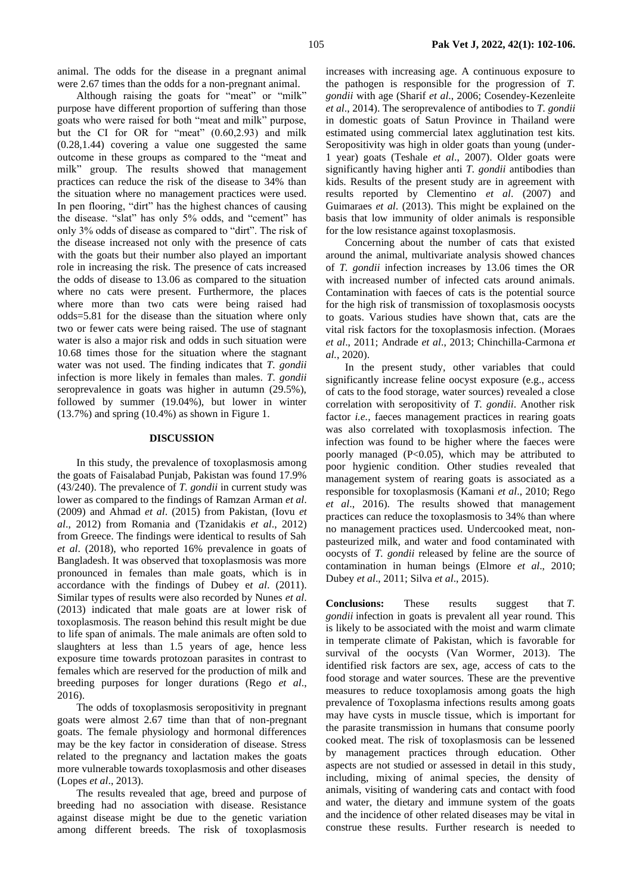animal. The odds for the disease in a pregnant animal were 2.67 times than the odds for a non-pregnant animal.

Although raising the goats for "meat" or "milk" purpose have different proportion of suffering than those goats who were raised for both "meat and milk" purpose, but the CI for OR for "meat" (0.60,2.93) and milk (0.28,1.44) covering a value one suggested the same outcome in these groups as compared to the "meat and milk" group. The results showed that management practices can reduce the risk of the disease to 34% than the situation where no management practices were used. In pen flooring, "dirt" has the highest chances of causing the disease. "slat" has only 5% odds, and "cement" has only 3% odds of disease as compared to "dirt". The risk of the disease increased not only with the presence of cats with the goats but their number also played an important role in increasing the risk. The presence of cats increased the odds of disease to 13.06 as compared to the situation where no cats were present. Furthermore, the places where more than two cats were being raised had odds=5.81 for the disease than the situation where only two or fewer cats were being raised. The use of stagnant water is also a major risk and odds in such situation were 10.68 times those for the situation where the stagnant water was not used. The finding indicates that *T. gondii* infection is more likely in females than males. *T. gondii* seroprevalence in goats was higher in autumn (29.5%), followed by summer (19.04%), but lower in winter (13.7%) and spring (10.4%) as shown in Figure 1.

## DISCUSSION

In this study, the prevalence of toxoplasmosis among the goats of Faisalabad Punjab, Pakistan was found 17.9% (43/240). The prevalence of *T. gondii* in current study was lower as compared to the findings of Ramzan Arman *et al*. (2009) and Ahmad *et al*. (2015) from Pakistan, (Iovu *et al*., 2012) from Romania and (Tzanidakis *et al*., 2012) from Greece. The findings were identical to results of Sah *et al*. (2018), who reported 16% prevalence in goats of Bangladesh. It was observed that toxoplasmosis was more pronounced in females than male goats, which is in accordance with the findings of Dubey e*t al*. (2011). Similar types of results were also recorded by Nunes *et al*. (2013) indicated that male goats are at lower risk of toxoplasmosis. The reason behind this result might be due to life span of animals. The male animals are often sold to slaughters at less than 1.5 years of age, hence less exposure time towards protozoan parasites in contrast to females which are reserved for the production of milk and breeding purposes for longer durations (Rego *et al*., 2016).

The odds of toxoplasmosis seropositivity in pregnant goats were almost 2.67 time than that of non-pregnant goats. The female physiology and hormonal differences may be the key factor in consideration of disease. Stress related to the pregnancy and lactation makes the goats more vulnerable towards toxoplasmosis and other diseases (Lopes *et al*., 2013).

The results revealed that age, breed and purpose of breeding had no association with disease. Resistance against disease might be due to the genetic variation among different breeds. The risk of toxoplasmosis increases with increasing age. A continuous exposure to the pathogen is responsible for the progression of *T. gondii* with age (Sharif *et al*., 2006; Cosendey-Kezenleite *et al*., 2014). The seroprevalence of antibodies to *T. gondii* in domestic goats of Satun Province in Thailand were estimated using commercial latex agglutination test kits. Seropositivity was high in older goats than young (under-1 year) goats (Teshale *et al*., 2007). Older goats were significantly having higher anti *T. gondii* antibodies than kids. Results of the present study are in agreement with results reported by Clementino *et al*. (2007) and Guimaraes *et al*. (2013). This might be explained on the basis that low immunity of older animals is responsible for the low resistance against toxoplasmosis.

Concerning about the number of cats that existed around the animal, multivariate analysis showed chances of *T. gondii* infection increases by 13.06 times the OR with increased number of infected cats around animals. Contamination with faeces of cats is the potential source for the high risk of transmission of toxoplasmosis oocysts to goats. Various studies have shown that, cats are the vital risk factors for the toxoplasmosis infection. (Moraes *et al*., 2011; Andrade *et al*., 2013; Chinchilla-Carmona *et al.*, 2020).

In the present study, other variables that could significantly increase feline oocyst exposure (e.g., access of cats to the food storage, water sources) revealed a close correlation with seropositivity of *T. gondii*. Another risk factor *i.e.,* faeces management practices in rearing goats was also correlated with toxoplasmosis infection. The infection was found to be higher where the faeces were poorly managed ($P<0.05$), which may be attributed to poor hygienic condition. Other studies revealed that management system of rearing goats is associated as a responsible for toxoplasmosis (Kamani *et al*., 2010; Rego *et al*., 2016). The results showed that management practices can reduce the toxoplasmosis to 34% than where no management practices used. Undercooked meat, non-pasteurized milk, and water and food contaminated with oocysts of *T. gondii* released by feline are the source of contamination in human beings (Elmore *et al*., 2010; Dubey *et al*., 2011; Silva *et al*., 2015).

**Conclusions:** These results suggest that *T. gondii* infection in goats is prevalent all year round. This is likely to be associated with the moist and warm climate in temperate climate of Pakistan, which is favorable for survival of the oocysts (Van Wormer, 2013). The identified risk factors are sex, age, access of cats to the food storage and water sources. These are the preventive measures to reduce toxoplamosis among goats the high prevalence of Toxoplasma infections results among goats may have cysts in muscle tissue, which is important for the parasite transmission in humans that consume poorly cooked meat. The risk of toxoplasmosis can be lessened by management practices through education. Other aspects are not studied or assessed in detail in this study, including, mixing of animal species, the density of animals, visiting of wandering cats and contact with food and water, the dietary and immune system of the goats and the incidence of other related diseases may be vital in construe these results. Further research is needed to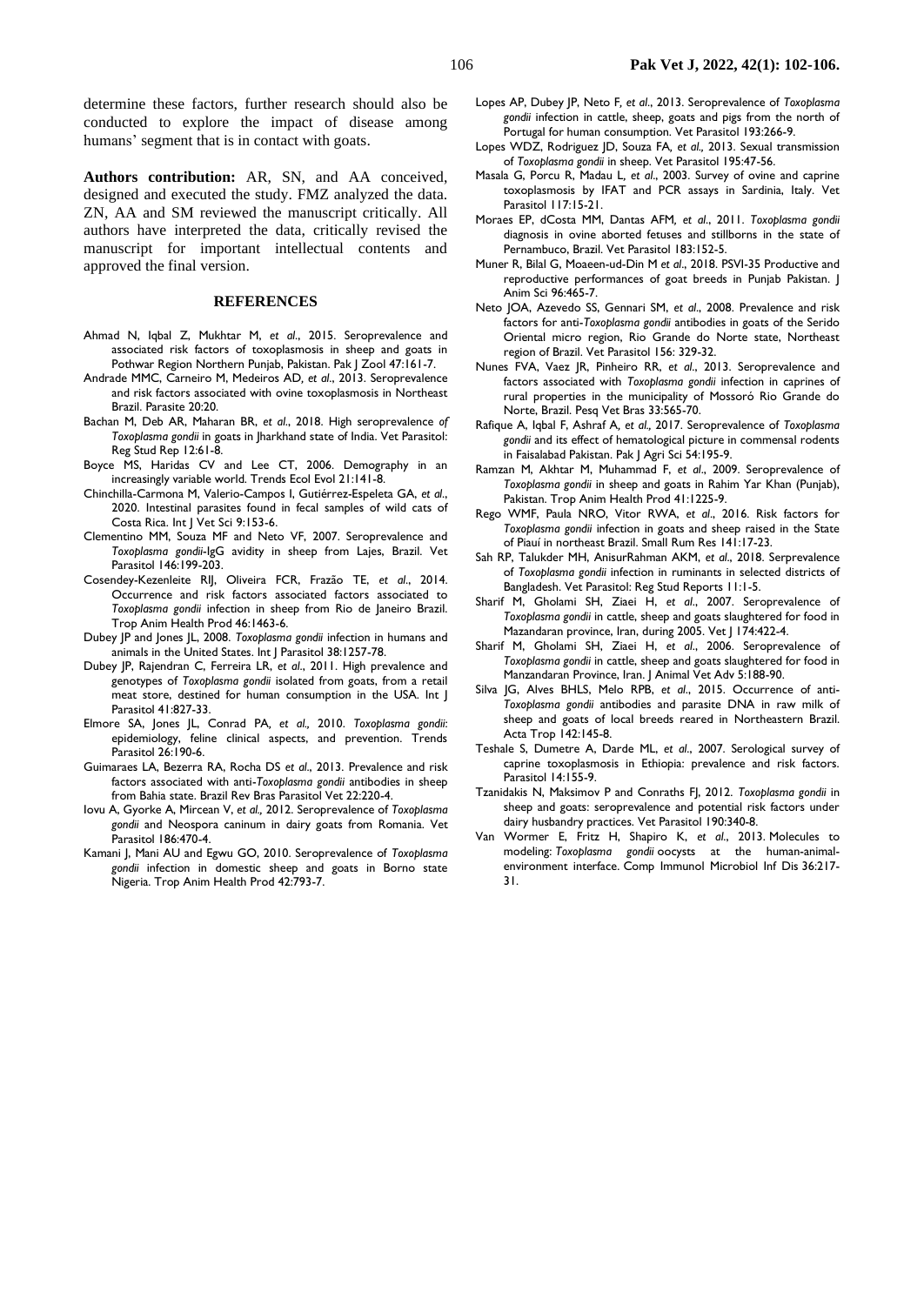determine these factors, further research should also be conducted to explore the impact of disease among humans' segment that is in contact with goats.

**Authors contribution:** AR, SN, and AA conceived, designed and executed the study. FMZ analyzed the data. ZN, AA and SM reviewed the manuscript critically. All authors have interpreted the data, critically revised the manuscript for important intellectual contents and approved the final version.

## REFERENCES

Ahmad N, Iqbal Z, Mukhtar M, *et al*., 2015. Seroprevalence and associated risk factors of toxoplasmosis in sheep and goats in Pothwar Region Northern Punjab, Pakistan. Pak J Zool 47:161-7.

Andrade MMC, Carneiro M, Medeiros AD, *et al*., 2013. Seroprevalence and risk factors associated with ovine toxoplasmosis in Northeast Brazil. Parasite 20:20.

Bachan M, Deb AR, Maharan BR, *et al*., 2018. High seroprevalence *of Toxoplasma gondii* in goats in Jharkhand state of India. Vet Parasitol: Reg Stud Rep 12:61-8.

Boyce MS, Haridas CV and Lee CT, 2006. Demography in an increasingly variable world. Trends Ecol Evol 21:141-8.

Chinchilla-Carmona M, Valerio-Campos I, Gutiérrez-Espeleta GA, *et al*., 2020. Intestinal parasites found in fecal samples of wild cats of Costa Rica. Int J Vet Sci 9:153-6.

Clementino MM, Souza MF and Neto VF, 2007. Seroprevalence and *Toxoplasma gondii*-IgG avidity in sheep from Lajes, Brazil. Vet Parasitol 146:199-203.

Cosendey-Kezenleite RIJ, Oliveira FCR, Frazão TE, *et al*., 2014. Occurrence and risk factors associated factors associated to *Toxoplasma gondii* infection in sheep from Rio de Janeiro Brazil. Trop Anim Health Prod 46:1463-6.

Dubey JP and Jones JL, 2008. *Toxoplasma gondii* infection in humans and animals in the United States. Int J Parasitol 38:1257-78.

Dubey JP, Rajendran C, Ferreira LR, *et al*., 2011. High prevalence and genotypes of *Toxoplasma gondii* isolated from goats, from a retail meat store, destined for human consumption in the USA. Int J Parasitol 41:827-33.

Elmore SA, Jones JL, Conrad PA, *et al.,* 2010. *Toxoplasma gondii*: epidemiology, feline clinical aspects, and prevention. Trends Parasitol 26:190-6.

Guimaraes LA, Bezerra RA, Rocha DS *et al*., 2013. Prevalence and risk factors associated with anti-*Toxoplasma gondii* antibodies in sheep from Bahia state. Brazil Rev Bras Parasitol Vet 22:220-4.

Iovu A, Gyorke A, Mircean V, *et al.,* 2012. Seroprevalence of *Toxoplasma gondii* and Neospora caninum in dairy goats from Romania. Vet Parasitol 186:470-4.

Kamani J, Mani AU and Egwu GO, 2010. Seroprevalence of *Toxoplasma gondii* infection in domestic sheep and goats in Borno state Nigeria. Trop Anim Health Prod 42:793-7.

Lopes AP, Dubey JP, Neto F, *et al*., 2013. Seroprevalence of *Toxoplasma gondii* infection in cattle, sheep, goats and pigs from the north of Portugal for human consumption. Vet Parasitol 193:266-9.

Lopes WDZ, Rodriguez JD, Souza FA, *et al.,* 2013. Sexual transmission of *Toxoplasma gondii* in sheep. Vet Parasitol 195:47-56.

Masala G, Porcu R, Madau L, *et al*., 2003. Survey of ovine and caprine toxoplasmosis by IFAT and PCR assays in Sardinia, Italy. Vet Parasitol 117:15-21.

Moraes EP, dCosta MM, Dantas AFM, *et al*., 2011. *Toxoplasma gondii* diagnosis in ovine aborted fetuses and stillborns in the state of Pernambuco, Brazil. Vet Parasitol 183:152-5.

Muner R, Bilal G, Moaeen-ud-Din M *et al*., 2018. PSVI-35 Productive and reproductive performances of goat breeds in Punjab Pakistan. J Anim Sci 96:465-7.

Neto JOA, Azevedo SS, Gennari SM, *et al*., 2008. Prevalence and risk factors for anti-*Toxoplasma gondii* antibodies in goats of the Serido Oriental micro region, Rio Grande do Norte state, Northeast region of Brazil. Vet Parasitol 156: 329-32.

Nunes FVA, Vaez JR, Pinheiro RR, *et al*., 2013. Seroprevalence and factors associated with *Toxoplasma gondii* infection in caprines of rural properties in the municipality of Mossoró Rio Grande do Norte, Brazil. Pesq Vet Bras 33:565-70.

Rafique A, Iqbal F, Ashraf A, *et al.,* 2017. Seroprevalence of *Toxoplasma gondii* and its effect of hematological picture in commensal rodents in Faisalabad Pakistan. Pak J Agri Sci 54:195-9.

Ramzan M, Akhtar M, Muhammad F, *et al*., 2009. Seroprevalence of *Toxoplasma gondii* in sheep and goats in Rahim Yar Khan (Punjab), Pakistan. Trop Anim Health Prod 41:1225-9.

Rego WMF, Paula NRO, Vitor RWA, *et al*., 2016. Risk factors for *Toxoplasma gondii* infection in goats and sheep raised in the State of Piauí in northeast Brazil. Small Rum Res 141:17-23.

Sah RP, Talukder MH, AnisurRahman AKM, *et al*., 2018. Serprevalence of *Toxoplasma gondii* infection in ruminants in selected districts of Bangladesh. Vet Parasitol: Reg Stud Reports 11:1-5.

Sharif M, Gholami SH, Ziaei H, *et al*., 2007. Seroprevalence of *Toxoplasma gondii* in cattle, sheep and goats slaughtered for food in Mazandaran province, Iran, during 2005. Vet J 174:422-4.

Sharif M, Gholami SH, Ziaei H, *et al*., 2006. Seroprevalence of *Toxoplasma gondii* in cattle, sheep and goats slaughtered for food in Manzandaran Province, Iran. J Animal Vet Adv 5:188-90.

Silva JG, Alves BHLS, Melo RPB, *et al*., 2015. Occurrence of anti-*Toxoplasma gondii* antibodies and parasite DNA in raw milk of sheep and goats of local breeds reared in Northeastern Brazil. Acta Trop 142:145-8.

Teshale S, Dumetre A, Darde ML, *et al*., 2007. Serological survey of caprine toxoplasmosis in Ethiopia: prevalence and risk factors. Parasitol 14:155-9.

Tzanidakis N, Maksimov P and Conraths FJ, 2012. *Toxoplasma gondii* in sheep and goats: seroprevalence and potential risk factors under dairy husbandry practices. Vet Parasitol 190:340-8.

Van Wormer E, Fritz H, Shapiro K, *et al*., 2013. Molecules to modeling: *Toxoplasma gondii* oocysts at the human-animal-environment interface. Comp Immunol Microbiol Inf Dis 36:217-31.